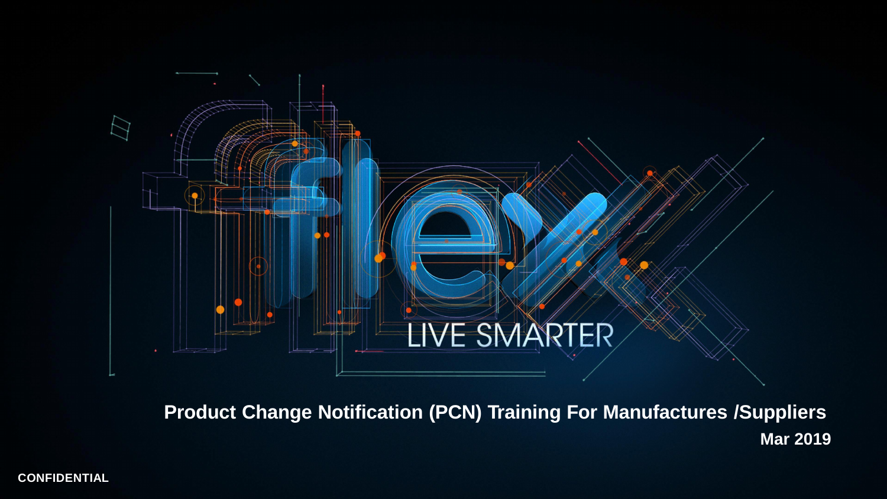flex

LIVE SMARTER

# Product Change Notification (PCN) Training For Manufactures /Suppliers

**Mar 2019**

**CONFIDENTIAL**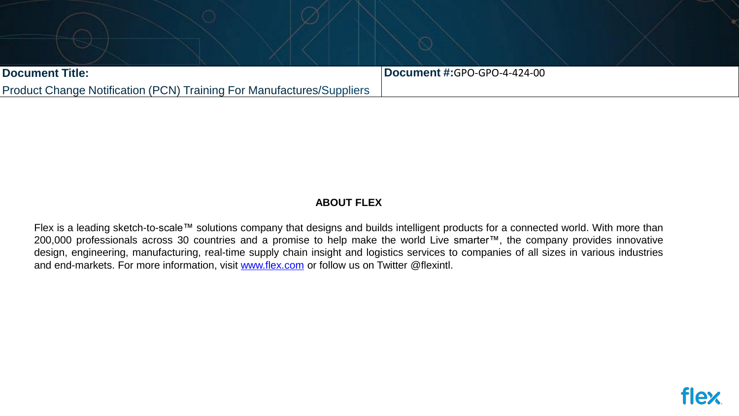## ABOUT FLEX

Flex is a leading sketch-to-scale™ solutions company that designs and builds intelligent products for a connected world. With more than 200,000 professionals across 30 countries and a promise to help make the world Live smarter™, the company provides innovative design, engineering, manufacturing, real-time supply chain insight and logistics services to companies of all sizes in various industries and end-markets. For more information, visit [www.flex.com](http://www.flex.com) or follow us on Twitter @flexintl.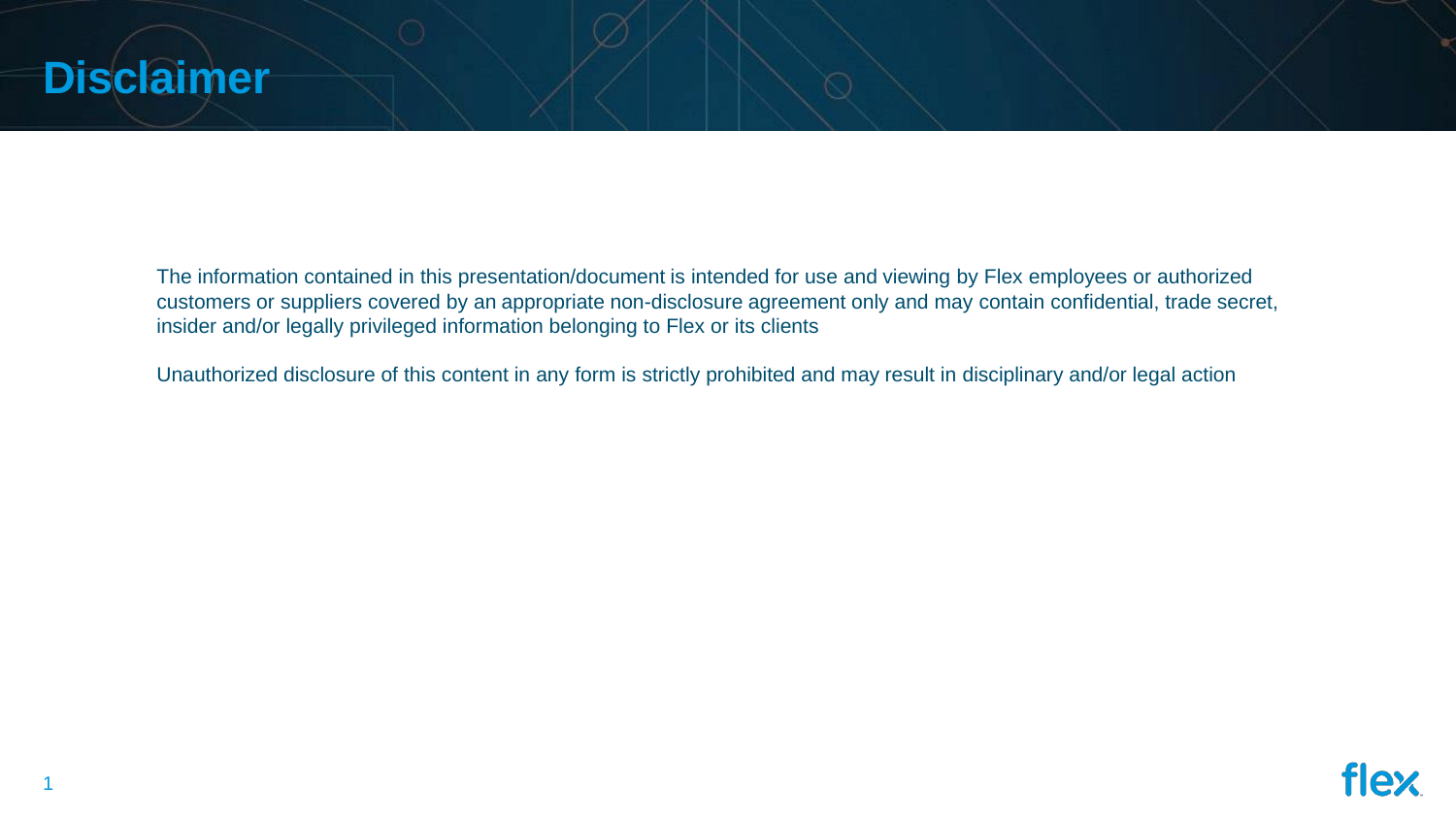# Disclaimer

The information contained in this presentation/document is intended for use and viewing by Flex employees or authorized customers or suppliers covered by an appropriate non-disclosure agreement only and may contain confidential, trade secret, insider and/or legally privileged information belonging to Flex or its clients

Unauthorized disclosure of this content in any form is strictly prohibited and may result in disciplinary and/or legal action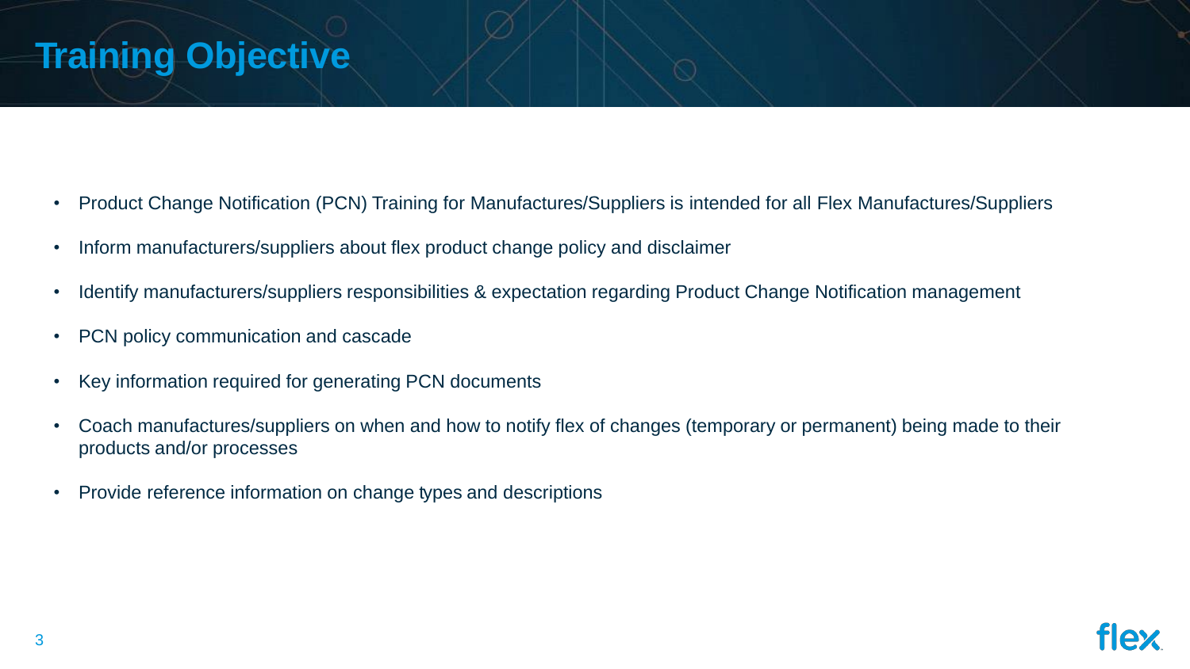# Training Objective

- Product Change Notification (PCN) Training for Manufactures/Suppliers is intended for all Flex Manufactures/Suppliers
- Inform manufacturers/suppliers about flex product change policy and disclaimer
- Identify manufacturers/suppliers responsibilities & expectation regarding Product Change Notification management
- PCN policy communication and cascade
- Key information required for generating PCN documents
- Coach manufactures/suppliers on when and how to notify flex of changes (temporary or permanent) being made to their products and/or processes
- Provide reference information on change types and descriptions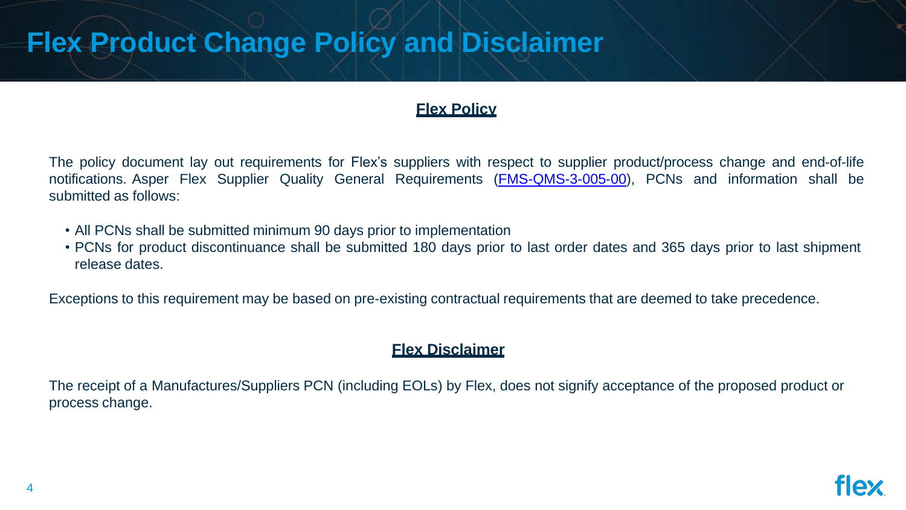# Flex Product Change Policy and Disclaimer

## Flex Policy

The policy document lay out requirements for Flex's suppliers with respect to supplier product/process change and end-of-life notifications. Asper Flex Supplier Quality General Requirements (FMS-QMS-3-005-00), PCNs and information shall be submitted as follows:

- All PCNs shall be submitted minimum 90 days prior to implementation
- PCNs for product discontinuance shall be submitted 180 days prior to last order dates and 365 days prior to last shipment release dates.

Exceptions to this requirement may be based on pre-existing contractual requirements that are deemed to take precedence.

## Flex Disclaimer

The receipt of a Manufactures/Suppliers PCN (including EOLs) by Flex, does not signify acceptance of the proposed product or process change.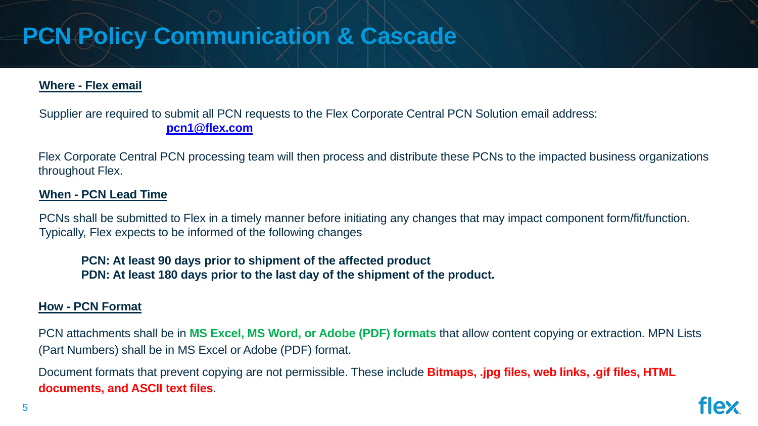# PCN Policy Communication & Cascade

**Where - Flex email**

Supplier are required to submit all PCN requests to the Flex Corporate Central PCN Solution email address:
**pcn1@flex.com**

Flex Corporate Central PCN processing team will then process and distribute these PCNs to the impacted business organizations throughout Flex.

**When - PCN Lead Time**

PCNs shall be submitted to Flex in a timely manner before initiating any changes that may impact component form/fit/function. Typically, Flex expects to be informed of the following changes

**PCN: At least 90 days prior to shipment of the affected product**
**PDN: At least 180 days prior to the last day of the shipment of the product.**

**How - PCN Format**

PCN attachments shall be in **MS Excel, MS Word, or Adobe (PDF) formats** that allow content copying or extraction. MPN Lists (Part Numbers) shall be in MS Excel or Adobe (PDF) format.

Document formats that prevent copying are not permissible. These include **Bitmaps, .jpg files, web links, .gif files, HTML documents, and ASCII text files**.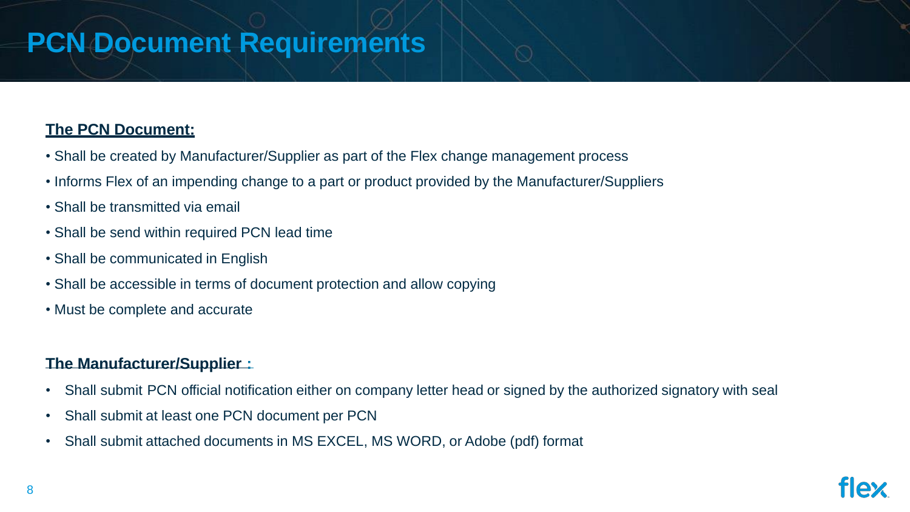# PCN Document Requirements

**The PCN Document:**

- Shall be created by Manufacturer/Supplier as part of the Flex change management process
- Informs Flex of an impending change to a part or product provided by the Manufacturer/Suppliers
- Shall be transmitted via email
- Shall be send within required PCN lead time
- Shall be communicated in English
- Shall be accessible in terms of document protection and allow copying
- Must be complete and accurate

**The Manufacturer/Supplier :**

- Shall submit PCN official notification either on company letter head or signed by the authorized signatory with seal
- Shall submit at least one PCN document per PCN
- Shall submit attached documents in MS EXCEL, MS WORD, or Adobe (pdf) format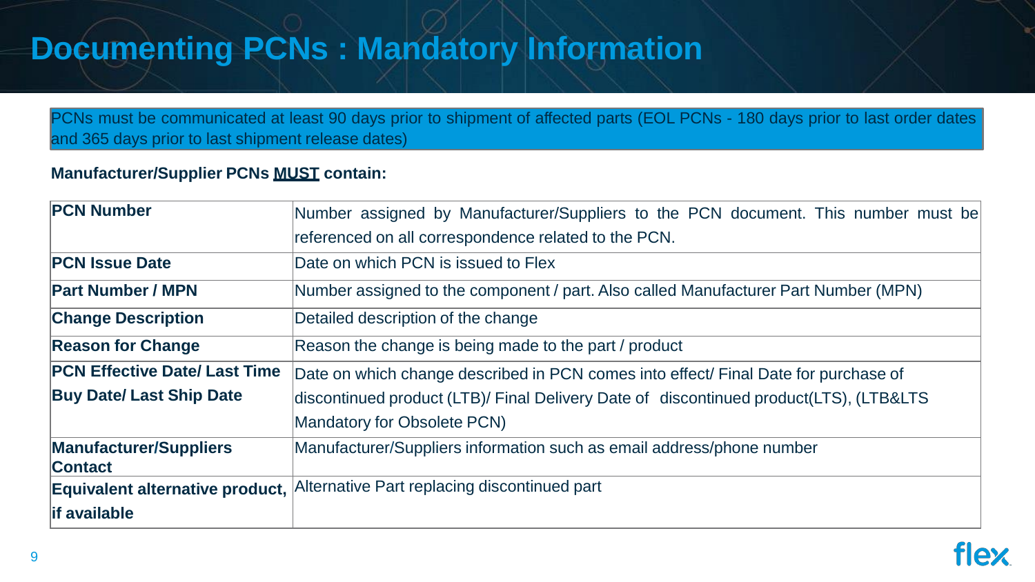# Documenting PCNs : Mandatory Information

PCNs must be communicated at least 90 days prior to shipment of affected parts (EOL PCNs - 180 days prior to last order dates and 365 days prior to last shipment release dates)

**Manufacturer/Supplier PCNs MUST contain:**

| | |
|---|---|
| **PCN Number** | Number assigned by Manufacturer/Suppliers to the PCN document. This number must be referenced on all correspondence related to the PCN. |
| **PCN Issue Date** | Date on which PCN is issued to Flex |
| **Part Number / MPN** | Number assigned to the component / part. Also called Manufacturer Part Number (MPN) |
| **Change Description** | Detailed description of the change |
| **Reason for Change** | Reason the change is being made to the part / product |
| **PCN Effective Date/ Last Time Buy Date/ Last Ship Date** | Date on which change described in PCN comes into effect/ Final Date for purchase of discontinued product (LTB)/ Final Delivery Date of discontinued product(LTS), (LTB&LTS Mandatory for Obsolete PCN) |
| **Manufacturer/Suppliers Contact** | Manufacturer/Suppliers information such as email address/phone number |
| **Equivalent alternative product, if available** | Alternative Part replacing discontinued part |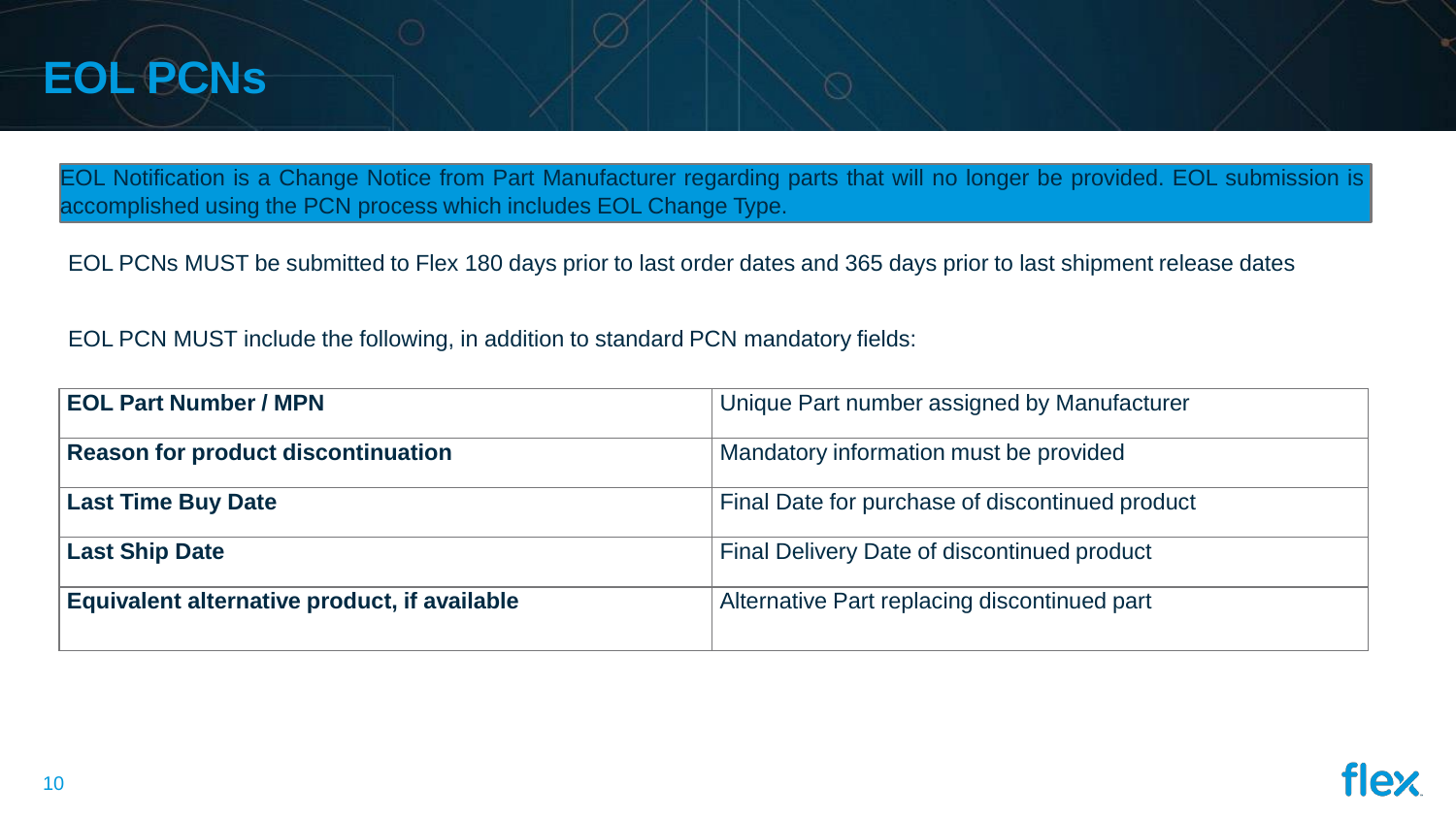# EOL PCNs

EOL Notification is a Change Notice from Part Manufacturer regarding parts that will no longer be provided. EOL submission is accomplished using the PCN process which includes EOL Change Type.

EOL PCNs MUST be submitted to Flex 180 days prior to last order dates and 365 days prior to last shipment release dates

EOL PCN MUST include the following, in addition to standard PCN mandatory fields:

| | |
|---|---|
| **EOL Part Number / MPN** | Unique Part number assigned by Manufacturer |
| **Reason for product discontinuation** | Mandatory information must be provided |
| **Last Time Buy Date** | Final Date for purchase of discontinued product |
| **Last Ship Date** | Final Delivery Date of discontinued product |
| **Equivalent alternative product, if available** | Alternative Part replacing discontinued part |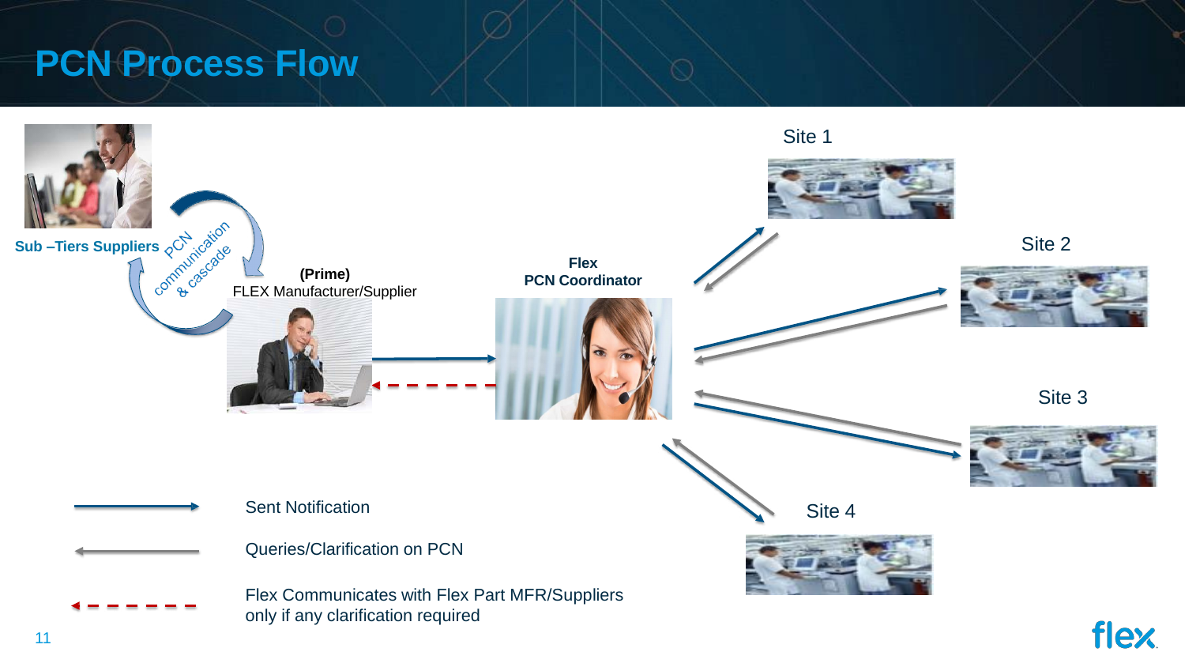# PCN Process Flow

Sub –Tiers Suppliers

PCN communication & cascade

**(Prime)**
FLEX Manufacturer/Supplier

**Flex**
**PCN Coordinator**

Site 1

Site 2

Site 3

Site 4

Sent Notification

Queries/Clarification on PCN

Flex Communicates with Flex Part MFR/Suppliers only if any clarification required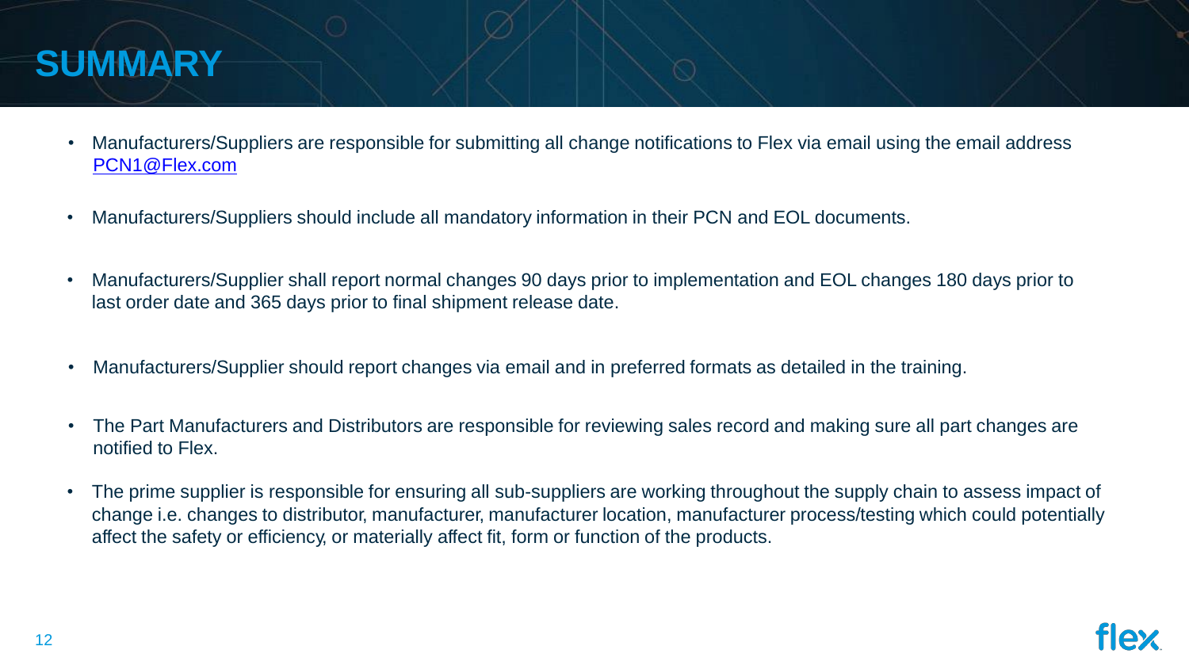# SUMMARY

- Manufacturers/Suppliers are responsible for submitting all change notifications to Flex via email using the email address [PCN1@Flex.com](mailto:PCN1@Flex.com)
- Manufacturers/Suppliers should include all mandatory information in their PCN and EOL documents.
- Manufacturers/Supplier shall report normal changes 90 days prior to implementation and EOL changes 180 days prior to last order date and 365 days prior to final shipment release date.
- Manufacturers/Supplier should report changes via email and in preferred formats as detailed in the training.
- The Part Manufacturers and Distributors are responsible for reviewing sales record and making sure all part changes are notified to Flex.
- The prime supplier is responsible for ensuring all sub-suppliers are working throughout the supply chain to assess impact of change i.e. changes to distributor, manufacturer, manufacturer location, manufacturer process/testing which could potentially affect the safety or efficiency, or materially affect fit, form or function of the products.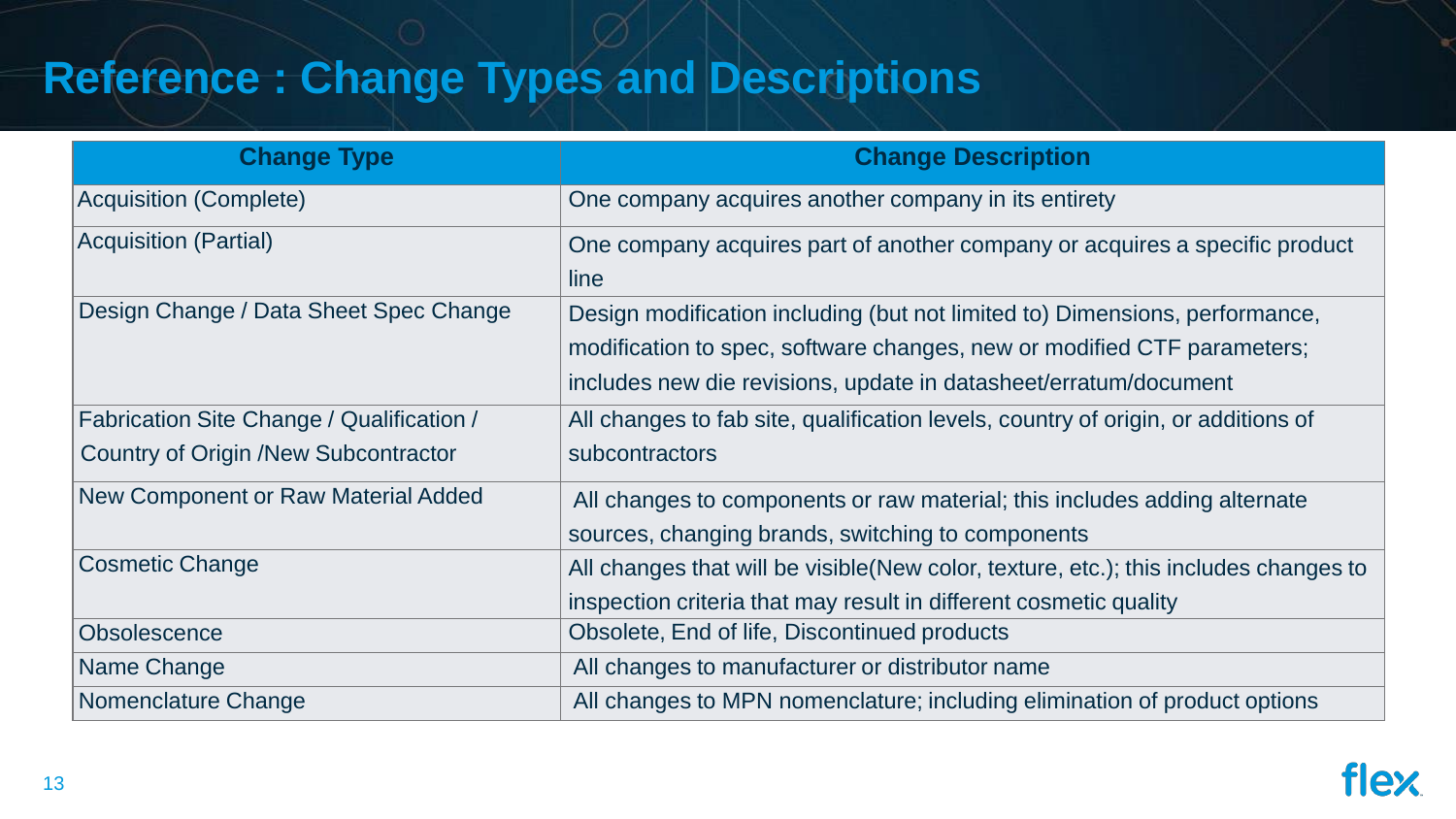# Reference : Change Types and Descriptions

| Change Type | Change Description |
|---|---|
| Acquisition (Complete) | One company acquires another company in its entirety |
| Acquisition (Partial) | One company acquires part of another company or acquires a specific product line |
| Design Change / Data Sheet Spec Change | Design modification including (but not limited to) Dimensions, performance, modification to spec, software changes, new or modified CTF parameters; includes new die revisions, update in datasheet/erratum/document |
| Fabrication Site Change / Qualification / Country of Origin /New Subcontractor | All changes to fab site, qualification levels, country of origin, or additions of subcontractors |
| New Component or Raw Material Added | All changes to components or raw material; this includes adding alternate sources, changing brands, switching to components |
| Cosmetic Change | All changes that will be visible(New color, texture, etc.); this includes changes to inspection criteria that may result in different cosmetic quality |
| Obsolescence | Obsolete, End of life, Discontinued products |
| Name Change | All changes to manufacturer or distributor name |
| Nomenclature Change | All changes to MPN nomenclature; including elimination of product options |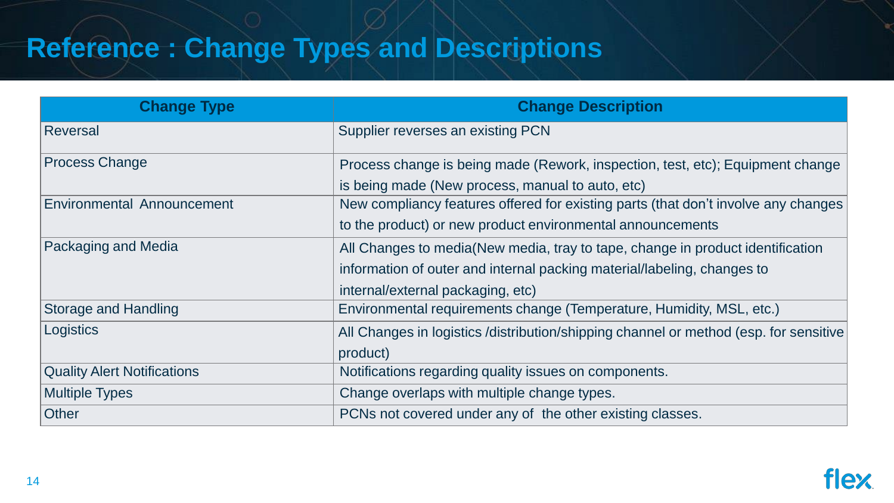# Reference : Change Types and Descriptions

| Change Type | Change Description |
|---|---|
| Reversal | Supplier reverses an existing PCN |
| Process Change | Process change is being made (Rework, inspection, test, etc); Equipment change is being made (New process, manual to auto, etc) |
| Environmental Announcement | New compliancy features offered for existing parts (that don't involve any changes to the product) or new product environmental announcements |
| Packaging and Media | All Changes to media(New media, tray to tape, change in product identification information of outer and internal packing material/labeling, changes to internal/external packaging, etc) |
| Storage and Handling | Environmental requirements change (Temperature, Humidity, MSL, etc.) |
| Logistics | All Changes in logistics /distribution/shipping channel or method (esp. for sensitive product) |
| Quality Alert Notifications | Notifications regarding quality issues on components. |
| Multiple Types | Change overlaps with multiple change types. |
| Other | PCNs not covered under any of the other existing classes. |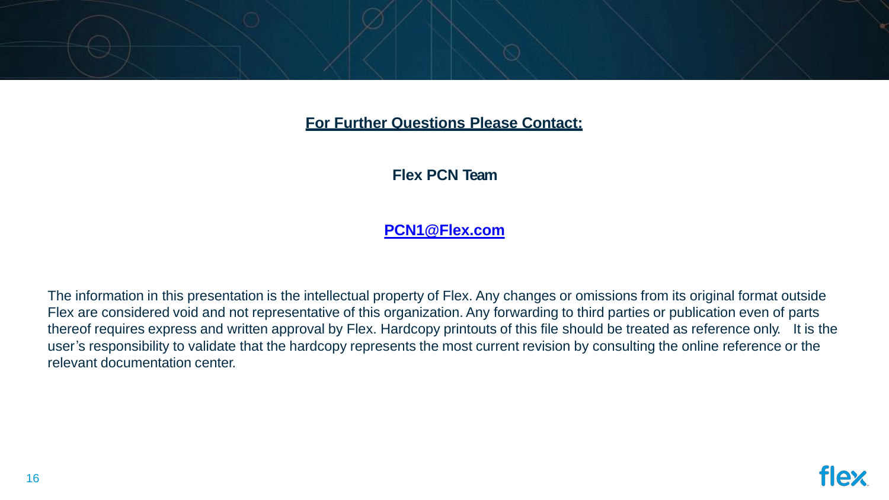**For Further Questions Please Contact:**

**Flex PCN Team**

**PCN1@Flex.com**

The information in this presentation is the intellectual property of Flex. Any changes or omissions from its original format outside Flex are considered void and not representative of this organization. Any forwarding to third parties or publication even of parts thereof requires express and written approval by Flex. Hardcopy printouts of this file should be treated as reference only. It is the user's responsibility to validate that the hardcopy represents the most current revision by consulting the online reference or the relevant documentation center.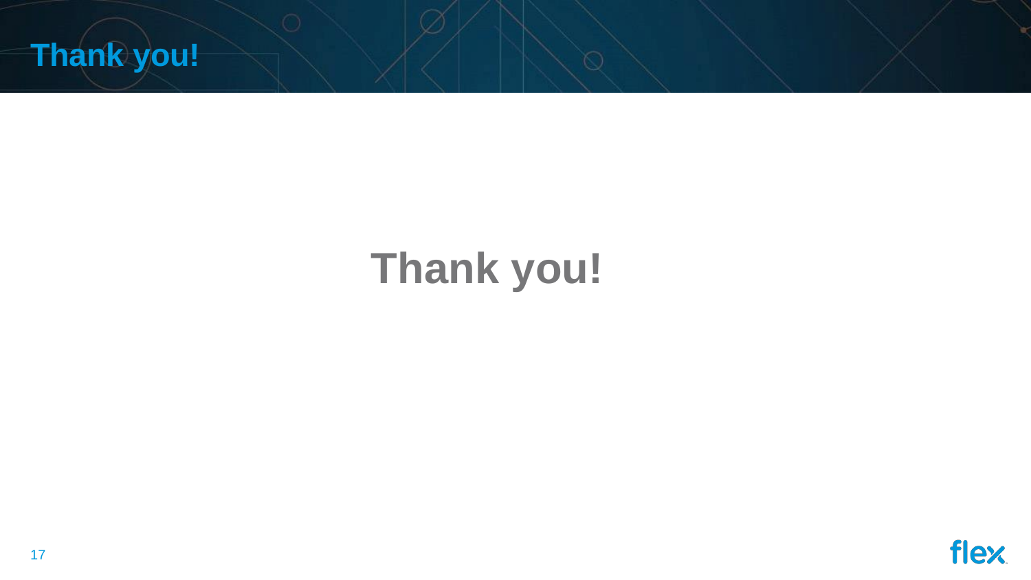# Thank you!

**Thank you!**